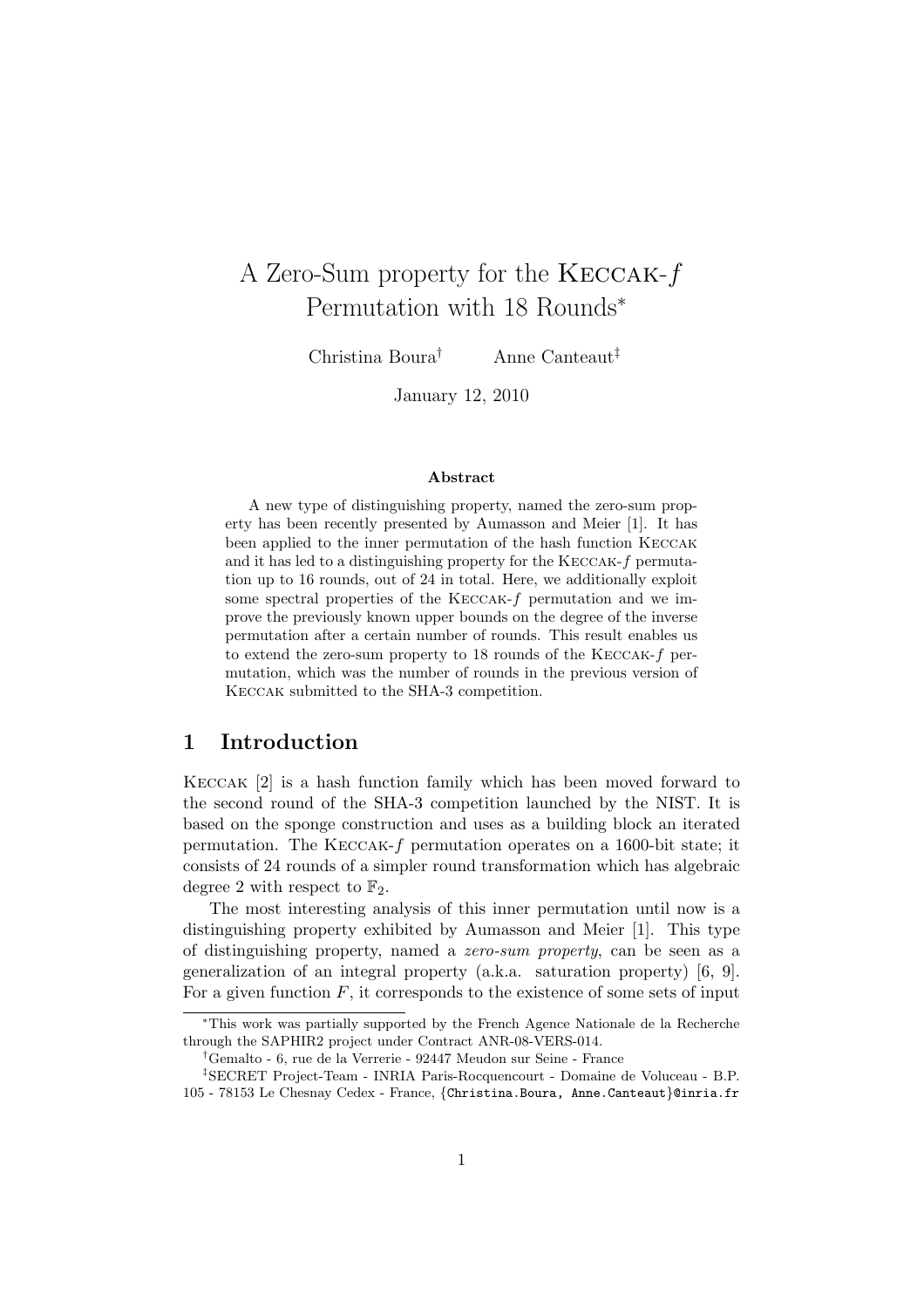# A Zero-Sum property for the Keccak-$f$ Permutation with 18 Rounds*

Christina Boura[†] Anne Canteaut[‡]

January 12, 2010

**Abstract**

A new type of distinguishing property, named the zero-sum property has been recently presented by Aumasson and Meier [1]. It has been applied to the inner permutation of the hash function Keccak and it has led to a distinguishing property for the Keccak-$f$ permutation up to 16 rounds, out of 24 in total. Here, we additionally exploit some spectral properties of the Keccak-$f$ permutation and we improve the previously known upper bounds on the degree of the inverse permutation after a certain number of rounds. This result enables us to extend the zero-sum property to 18 rounds of the Keccak-$f$ permutation, which was the number of rounds in the previous version of Keccak submitted to the SHA-3 competition.

## 1 Introduction

Keccak [2] is a hash function family which has been moved forward to the second round of the SHA-3 competition launched by the NIST. It is based on the sponge construction and uses as a building block an iterated permutation. The Keccak-$f$ permutation operates on a 1600-bit state; it consists of 24 rounds of a simpler round transformation which has algebraic degree 2 with respect to $\mathbb{F}_2$.

The most interesting analysis of this inner permutation until now is a distinguishing property exhibited by Aumasson and Meier [1]. This type of distinguishing property, named a *zero-sum property*, can be seen as a generalization of an integral property (a.k.a. saturation property) [6, 9]. For a given function $F$, it corresponds to the existence of some sets of input

---

*This work was partially supported by the French Agence Nationale de la Recherche through the SAPHIR2 project under Contract ANR-08-VERS-014.

†Gemalto - 6, rue de la Verrerie - 92447 Meudon sur Seine - France

‡SECRET Project-Team - INRIA Paris-Rocquencourt - Domaine de Voluceau - B.P. 105 - 78153 Le Chesnay Cedex - France, {Christina.Boura, Anne.Canteaut}@inria.fr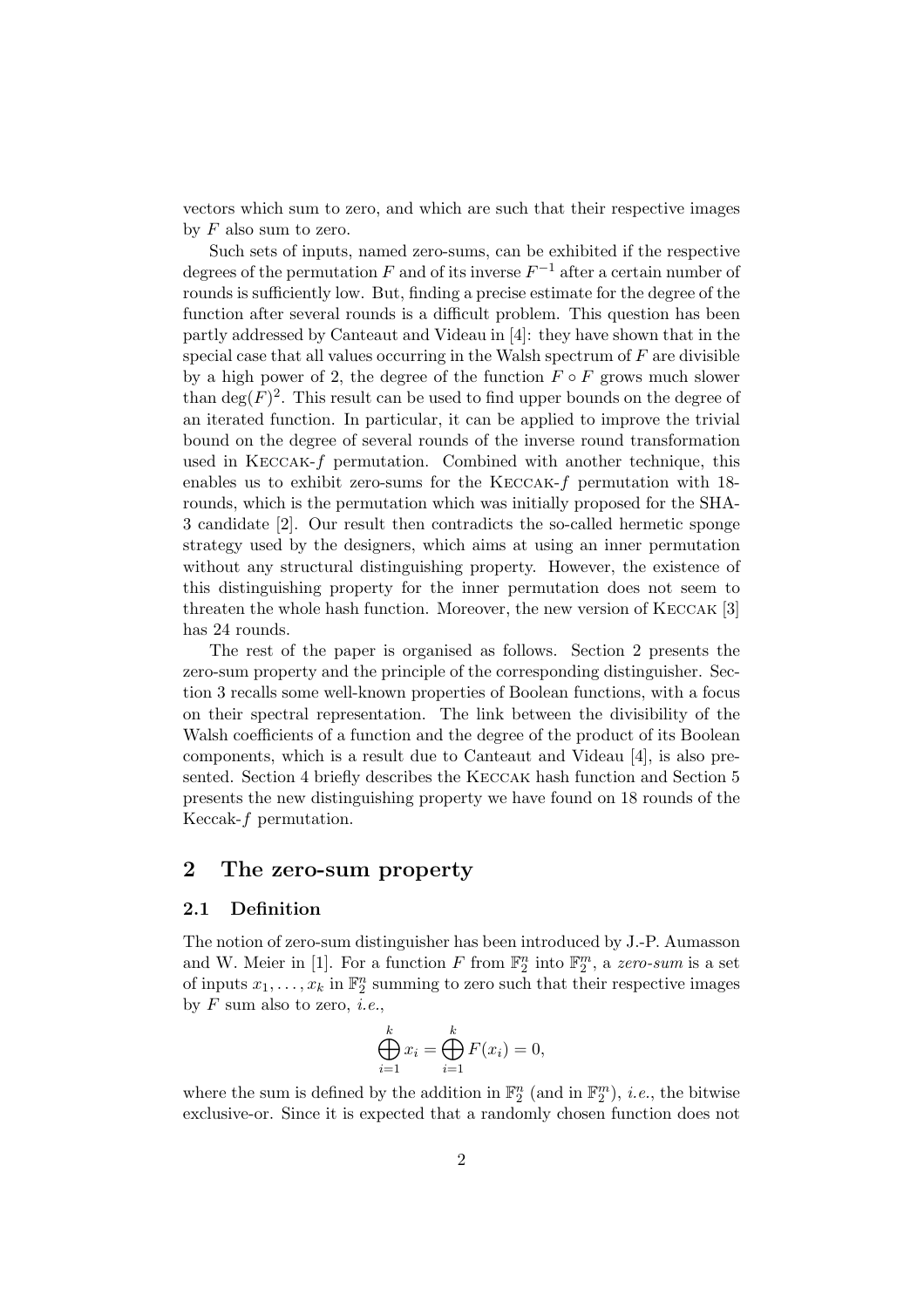vectors which sum to zero, and which are such that their respective images by $F$ also sum to zero.

Such sets of inputs, named zero-sums, can be exhibited if the respective degrees of the permutation $F$ and of its inverse $F^{-1}$ after a certain number of rounds is sufficiently low. But, finding a precise estimate for the degree of the function after several rounds is a difficult problem. This question has been partly addressed by Canteaut and Videau in [4]: they have shown that in the special case that all values occurring in the Walsh spectrum of $F$ are divisible by a high power of 2, the degree of the function $F \circ F$ grows much slower than $\deg(F)^2$. This result can be used to find upper bounds on the degree of an iterated function. In particular, it can be applied to improve the trivial bound on the degree of several rounds of the inverse round transformation used in Keccak-$f$ permutation. Combined with another technique, this enables us to exhibit zero-sums for the Keccak-$f$ permutation with 18-rounds, which is the permutation which was initially proposed for the SHA-3 candidate [2]. Our result then contradicts the so-called hermetic sponge strategy used by the designers, which aims at using an inner permutation without any structural distinguishing property. However, the existence of this distinguishing property for the inner permutation does not seem to threaten the whole hash function. Moreover, the new version of Keccak [3] has 24 rounds.

The rest of the paper is organised as follows. Section 2 presents the zero-sum property and the principle of the corresponding distinguisher. Section 3 recalls some well-known properties of Boolean functions, with a focus on their spectral representation. The link between the divisibility of the Walsh coefficients of a function and the degree of the product of its Boolean components, which is a result due to Canteaut and Videau [4], is also presented. Section 4 briefly describes the Keccak hash function and Section 5 presents the new distinguishing property we have found on 18 rounds of the Keccak-$f$ permutation.

## 2 The zero-sum property

### 2.1 Definition

The notion of zero-sum distinguisher has been introduced by J.-P. Aumasson and W. Meier in [1]. For a function $F$ from $\mathbb{F}_2^n$ into $\mathbb{F}_2^m$, a *zero-sum* is a set of inputs $x_1, \ldots, x_k$ in $\mathbb{F}_2^n$ summing to zero such that their respective images by $F$ sum also to zero, *i.e.*,

$$\bigoplus_{i=1}^{k} x_i = \bigoplus_{i=1}^{k} F(x_i) = 0,$$

where the sum is defined by the addition in $\mathbb{F}_2^n$ (and in $\mathbb{F}_2^m$), *i.e.*, the bitwise exclusive-or. Since it is expected that a randomly chosen function does not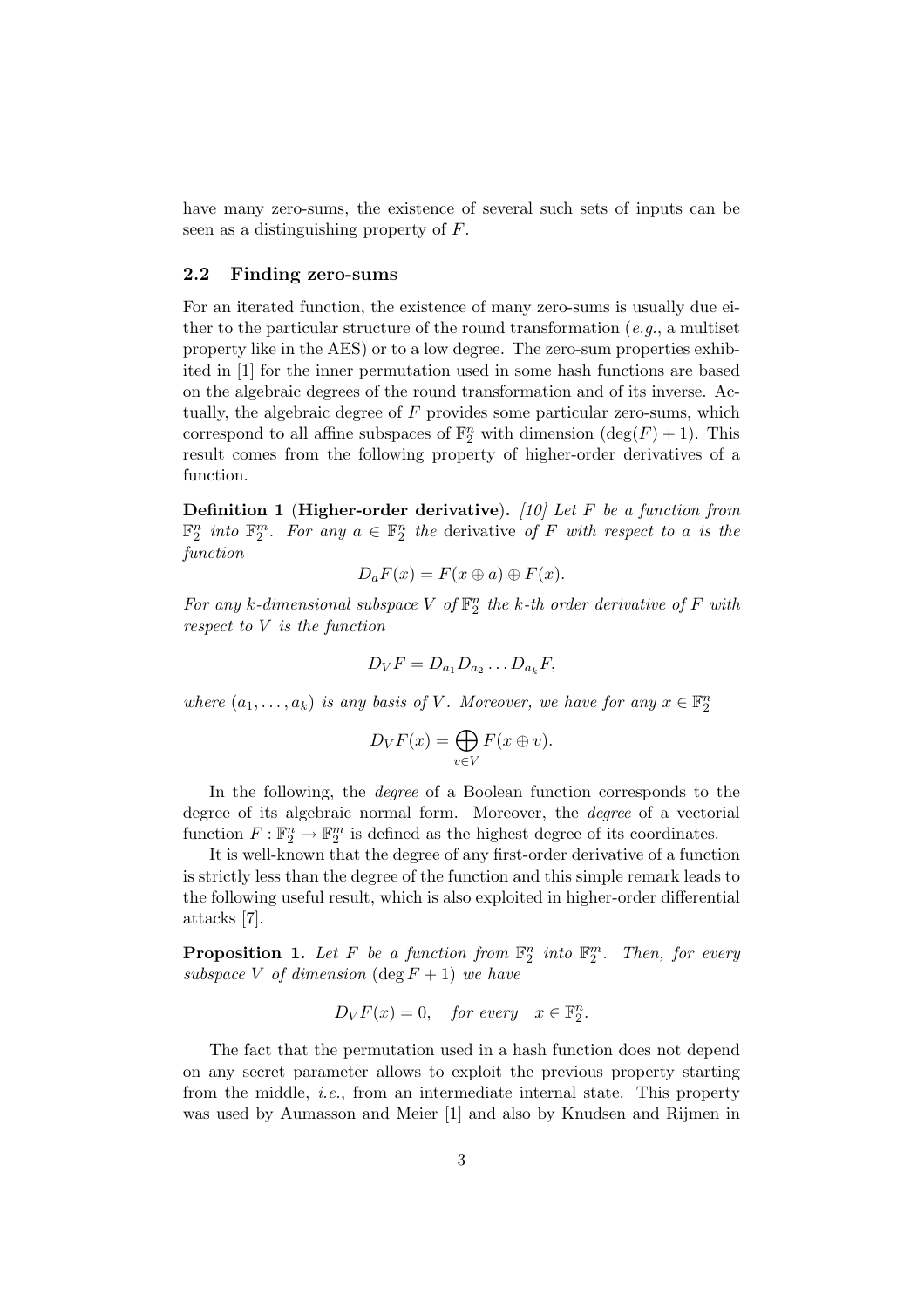have many zero-sums, the existence of several such sets of inputs can be seen as a distinguishing property of $F$.

### 2.2 Finding zero-sums

For an iterated function, the existence of many zero-sums is usually due either to the particular structure of the round transformation (*e.g.*, a multiset property like in the AES) or to a low degree. The zero-sum properties exhibited in [1] for the inner permutation used in some hash functions are based on the algebraic degrees of the round transformation and of its inverse. Actually, the algebraic degree of $F$ provides some particular zero-sums, which correspond to all affine subspaces of $\mathbb{F}_2^n$ with dimension $(\deg(F) + 1)$. This result comes from the following property of higher-order derivatives of a function.

**Definition 1** (**Higher-order derivative**). *[10] Let $F$ be a function from $\mathbb{F}_2^n$ into $\mathbb{F}_2^m$. For any $a \in \mathbb{F}_2^n$ the* derivative *of $F$ with respect to $a$ is the function*

$$D_a F(x) = F(x \oplus a) \oplus F(x).$$

*For any $k$-dimensional subspace $V$ of $\mathbb{F}_2^n$ the $k$-th order derivative of $F$ with respect to $V$ is the function*

$$D_V F = D_{a_1} D_{a_2} \dots D_{a_k} F,$$

*where $(a_1, \dots, a_k)$ is any basis of $V$. Moreover, we have for any $x \in \mathbb{F}_2^n$*

$$D_V F(x) = \bigoplus_{v \in V} F(x \oplus v).$$

In the following, the *degree* of a Boolean function corresponds to the degree of its algebraic normal form. Moreover, the *degree* of a vectorial function $F : \mathbb{F}_2^n \to \mathbb{F}_2^m$ is defined as the highest degree of its coordinates.

It is well-known that the degree of any first-order derivative of a function is strictly less than the degree of the function and this simple remark leads to the following useful result, which is also exploited in higher-order differential attacks [7].

**Proposition 1.** *Let $F$ be a function from $\mathbb{F}_2^n$ into $\mathbb{F}_2^m$. Then, for every subspace $V$ of dimension $(\deg F + 1)$ we have*

$$D_V F(x) = 0, \quad \textit{for every} \quad x \in \mathbb{F}_2^n.$$

The fact that the permutation used in a hash function does not depend on any secret parameter allows to exploit the previous property starting from the middle, *i.e.*, from an intermediate internal state. This property was used by Aumasson and Meier [1] and also by Knudsen and Rijmen in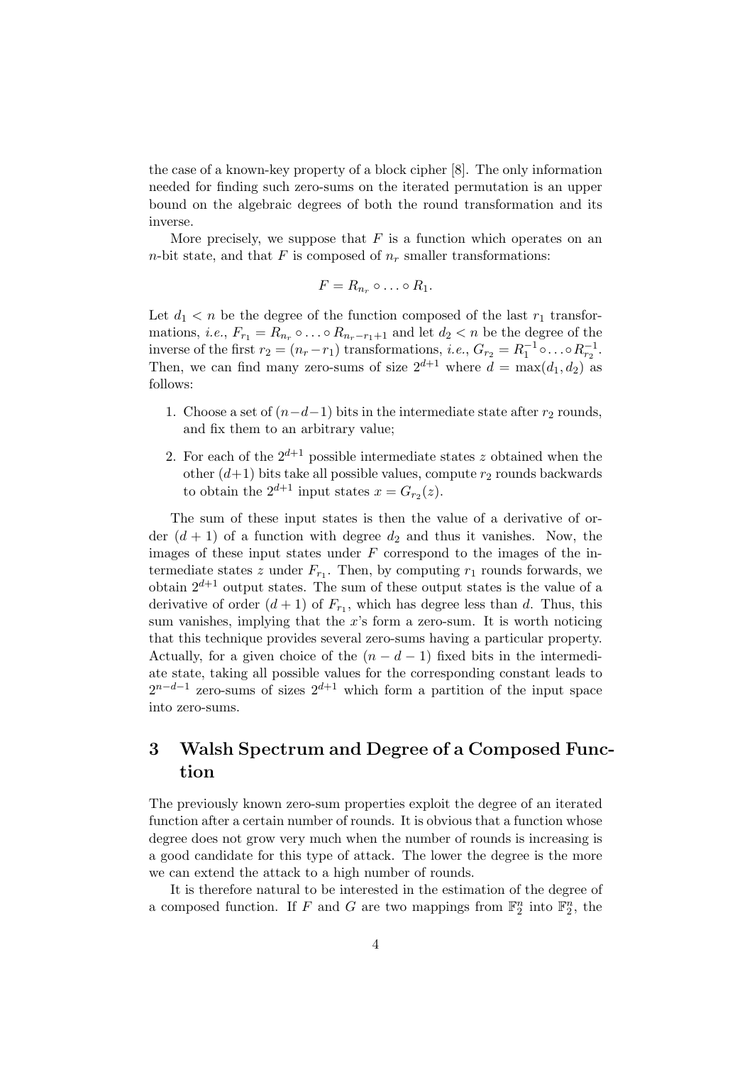the case of a known-key property of a block cipher [8]. The only information needed for finding such zero-sums on the iterated permutation is an upper bound on the algebraic degrees of both the round transformation and its inverse.

More precisely, we suppose that $F$ is a function which operates on an $n$-bit state, and that $F$ is composed of $n_r$ smaller transformations:

$$F = R_{n_r} \circ \ldots \circ R_1.$$

Let $d_1 < n$ be the degree of the function composed of the last $r_1$ transformations, *i.e.*, $F_{r_1} = R_{n_r} \circ \ldots \circ R_{n_r - r_1 + 1}$ and let $d_2 < n$ be the degree of the inverse of the first $r_2 = (n_r - r_1)$ transformations, *i.e.*, $G_{r_2} = R_1^{-1} \circ \ldots \circ R_{r_2}^{-1}$. Then, we can find many zero-sums of size $2^{d+1}$ where $d = \max(d_1, d_2)$ as follows:

1. Choose a set of $(n-d-1)$ bits in the intermediate state after $r_2$ rounds, and fix them to an arbitrary value;
2. For each of the $2^{d+1}$ possible intermediate states $z$ obtained when the other $(d+1)$ bits take all possible values, compute $r_2$ rounds backwards to obtain the $2^{d+1}$ input states $x = G_{r_2}(z)$.

The sum of these input states is then the value of a derivative of order $(d+1)$ of a function with degree $d_2$ and thus it vanishes. Now, the images of these input states under $F$ correspond to the images of the intermediate states $z$ under $F_{r_1}$. Then, by computing $r_1$ rounds forwards, we obtain $2^{d+1}$ output states. The sum of these output states is the value of a derivative of order $(d+1)$ of $F_{r_1}$, which has degree less than $d$. Thus, this sum vanishes, implying that the $x$'s form a zero-sum. It is worth noticing that this technique provides several zero-sums having a particular property. Actually, for a given choice of the $(n-d-1)$ fixed bits in the intermediate state, taking all possible values for the corresponding constant leads to $2^{n-d-1}$ zero-sums of sizes $2^{d+1}$ which form a partition of the input space into zero-sums.

## 3 Walsh Spectrum and Degree of a Composed Function

The previously known zero-sum properties exploit the degree of an iterated function after a certain number of rounds. It is obvious that a function whose degree does not grow very much when the number of rounds is increasing is a good candidate for this type of attack. The lower the degree is the more we can extend the attack to a high number of rounds.

It is therefore natural to be interested in the estimation of the degree of a composed function. If $F$ and $G$ are two mappings from $\mathbb{F}_2^n$ into $\mathbb{F}_2^n$, the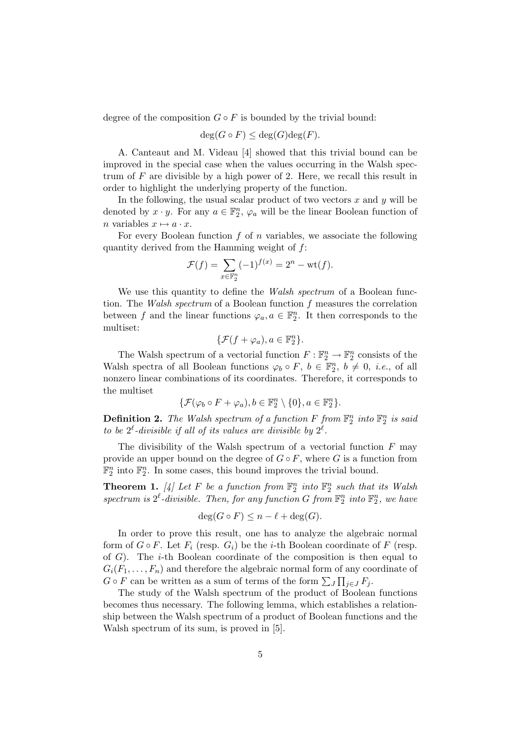degree of the composition $G \circ F$ is bounded by the trivial bound:

$$\deg(G \circ F) \leq \deg(G)\deg(F).$$

A. Canteaut and M. Videau [4] showed that this trivial bound can be improved in the special case when the values occurring in the Walsh spectrum of $F$ are divisible by a high power of 2. Here, we recall this result in order to highlight the underlying property of the function.

In the following, the usual scalar product of two vectors $x$ and $y$ will be denoted by $x \cdot y$. For any $a \in \mathbb{F}_2^n$, $\varphi_a$ will be the linear Boolean function of $n$ variables $x \mapsto a \cdot x$.

For every Boolean function $f$ of $n$ variables, we associate the following quantity derived from the Hamming weight of $f$:

$$\mathcal{F}(f) = \sum_{x \in \mathbb{F}_2^n} (-1)^{f(x)} = 2^n - \text{wt}(f).$$

We use this quantity to define the *Walsh spectrum* of a Boolean function. The *Walsh spectrum* of a Boolean function $f$ measures the correlation between $f$ and the linear functions $\varphi_a, a \in \mathbb{F}_2^n$. It then corresponds to the multiset:

$$\{\mathcal{F}(f + \varphi_a), a \in \mathbb{F}_2^n\}.$$

The Walsh spectrum of a vectorial function $F : \mathbb{F}_2^n \to \mathbb{F}_2^n$ consists of the Walsh spectra of all Boolean functions $\varphi_b \circ F$, $b \in \mathbb{F}_2^n$, $b \neq 0$, *i.e.*, of all nonzero linear combinations of its coordinates. Therefore, it corresponds to the multiset

$$\{\mathcal{F}(\varphi_b \circ F + \varphi_a), b \in \mathbb{F}_2^n \setminus \{0\}, a \in \mathbb{F}_2^n\}.$$

**Definition 2.** *The Walsh spectrum of a function $F$ from $\mathbb{F}_2^n$ into $\mathbb{F}_2^n$ is said to be $2^\ell$-divisible if all of its values are divisible by $2^\ell$.*

The divisibility of the Walsh spectrum of a vectorial function $F$ may provide an upper bound on the degree of $G \circ F$, where $G$ is a function from $\mathbb{F}_2^n$ into $\mathbb{F}_2^n$. In some cases, this bound improves the trivial bound.

**Theorem 1.** *[4] Let $F$ be a function from $\mathbb{F}_2^n$ into $\mathbb{F}_2^n$ such that its Walsh spectrum is $2^\ell$-divisible. Then, for any function $G$ from $\mathbb{F}_2^n$ into $\mathbb{F}_2^n$, we have*

$$\deg(G \circ F) \leq n - \ell + \deg(G).$$

In order to prove this result, one has to analyze the algebraic normal form of $G \circ F$. Let $F_i$ (resp. $G_i$) be the $i$-th Boolean coordinate of $F$ (resp. of $G$). The $i$-th Boolean coordinate of the composition is then equal to $G_i(F_1, \ldots, F_n)$ and therefore the algebraic normal form of any coordinate of $G \circ F$ can be written as a sum of terms of the form $\sum_J \prod_{j \in J} F_j$.

The study of the Walsh spectrum of the product of Boolean functions becomes thus necessary. The following lemma, which establishes a relationship between the Walsh spectrum of a product of Boolean functions and the Walsh spectrum of its sum, is proved in [5].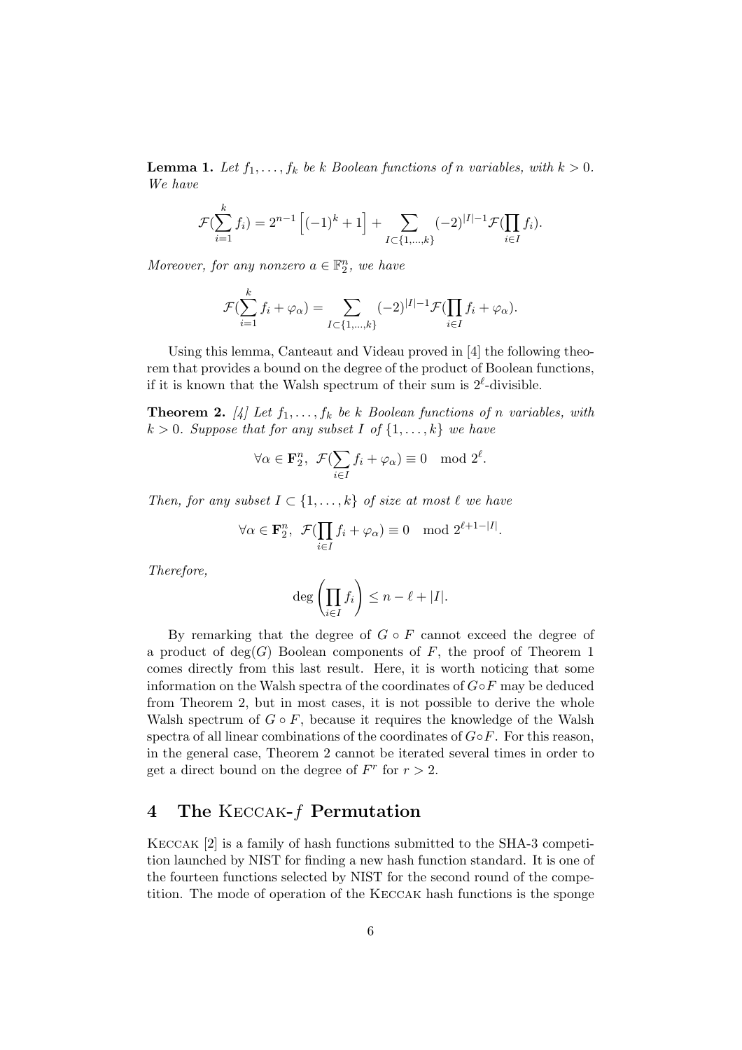**Lemma 1.** *Let $f_1, \ldots, f_k$ be $k$ Boolean functions of $n$ variables, with $k > 0$. We have*

$$\mathcal{F}(\sum_{i=1}^{k} f_i) = 2^{n-1}\left[(-1)^k + 1\right] + \sum_{I \subset \{1,\ldots,k\}} (-2)^{|I|-1}\mathcal{F}(\prod_{i\in I} f_i).$$

*Moreover, for any nonzero $a \in \mathbb{F}_2^n$, we have*

$$\mathcal{F}(\sum_{i=1}^{k} f_i + \varphi_\alpha) = \sum_{I \subset \{1,\ldots,k\}} (-2)^{|I|-1}\mathcal{F}(\prod_{i\in I} f_i + \varphi_\alpha).$$

Using this lemma, Canteaut and Videau proved in [4] the following theorem that provides a bound on the degree of the product of Boolean functions, if it is known that the Walsh spectrum of their sum is $2^\ell$-divisible.

**Theorem 2.** *[4] Let $f_1, \ldots, f_k$ be $k$ Boolean functions of $n$ variables, with $k > 0$. Suppose that for any subset $I$ of $\{1, \ldots, k\}$ we have*

$$\forall \alpha \in \mathbf{F}_2^n,\ \mathcal{F}(\sum_{i\in I} f_i + \varphi_\alpha) \equiv 0 \mod 2^\ell.$$

*Then, for any subset $I \subset \{1, \ldots, k\}$ of size at most $\ell$ we have*

$$\forall \alpha \in \mathbf{F}_2^n,\ \mathcal{F}(\prod_{i\in I} f_i + \varphi_\alpha) \equiv 0 \mod 2^{\ell+1-|I|}.$$

*Therefore,*

$$\deg\left(\prod_{i\in I} f_i\right) \leq n - \ell + |I|.$$

By remarking that the degree of $G \circ F$ cannot exceed the degree of a product of $\deg(G)$ Boolean components of $F$, the proof of Theorem 1 comes directly from this last result. Here, it is worth noticing that some information on the Walsh spectra of the coordinates of $G \circ F$ may be deduced from Theorem 2, but in most cases, it is not possible to derive the whole Walsh spectrum of $G \circ F$, because it requires the knowledge of the Walsh spectra of all linear combinations of the coordinates of $G \circ F$. For this reason, in the general case, Theorem 2 cannot be iterated several times in order to get a direct bound on the degree of $F^r$ for $r > 2$.

## 4 The Keccak-$f$ Permutation

Keccak [2] is a family of hash functions submitted to the SHA-3 competition launched by NIST for finding a new hash function standard. It is one of the fourteen functions selected by NIST for the second round of the competition. The mode of operation of the Keccak hash functions is the sponge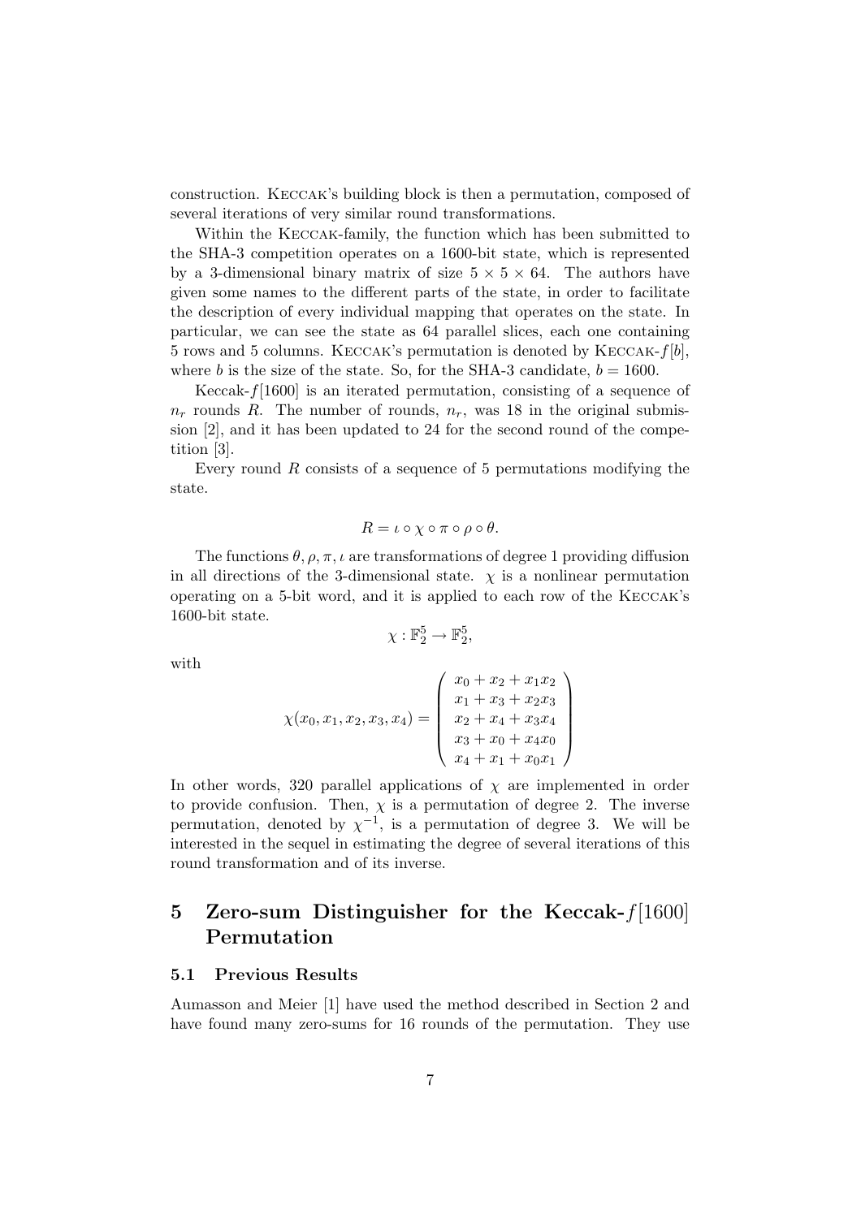construction. Keccak's building block is then a permutation, composed of several iterations of very similar round transformations.

Within the Keccak-family, the function which has been submitted to the SHA-3 competition operates on a 1600-bit state, which is represented by a 3-dimensional binary matrix of size $5 \times 5 \times 64$. The authors have given some names to the different parts of the state, in order to facilitate the description of every individual mapping that operates on the state. In particular, we can see the state as 64 parallel slices, each one containing 5 rows and 5 columns. Keccak's permutation is denoted by Keccak-$f[b]$, where $b$ is the size of the state. So, for the SHA-3 candidate, $b = 1600$.

Keccak-$f[1600]$ is an iterated permutation, consisting of a sequence of $n_r$ rounds $R$. The number of rounds, $n_r$, was 18 in the original submission [2], and it has been updated to 24 for the second round of the competition [3].

Every round $R$ consists of a sequence of 5 permutations modifying the state.

$$R = \iota \circ \chi \circ \pi \circ \rho \circ \theta.$$

The functions $\theta, \rho, \pi, \iota$ are transformations of degree 1 providing diffusion in all directions of the 3-dimensional state. $\chi$ is a nonlinear permutation operating on a 5-bit word, and it is applied to each row of the Keccak's 1600-bit state.

$$\chi : \mathbb{F}_2^5 \to \mathbb{F}_2^5,$$

with

$$\chi(x_0, x_1, x_2, x_3, x_4) = \begin{pmatrix} x_0 + x_2 + x_1 x_2 \\ x_1 + x_3 + x_2 x_3 \\ x_2 + x_4 + x_3 x_4 \\ x_3 + x_0 + x_4 x_0 \\ x_4 + x_1 + x_0 x_1 \end{pmatrix}$$

In other words, 320 parallel applications of $\chi$ are implemented in order to provide confusion. Then, $\chi$ is a permutation of degree 2. The inverse permutation, denoted by $\chi^{-1}$, is a permutation of degree 3. We will be interested in the sequel in estimating the degree of several iterations of this round transformation and of its inverse.

## 5 Zero-sum Distinguisher for the Keccak-$f[1600]$ Permutation

### 5.1 Previous Results

Aumasson and Meier [1] have used the method described in Section 2 and have found many zero-sums for 16 rounds of the permutation. They use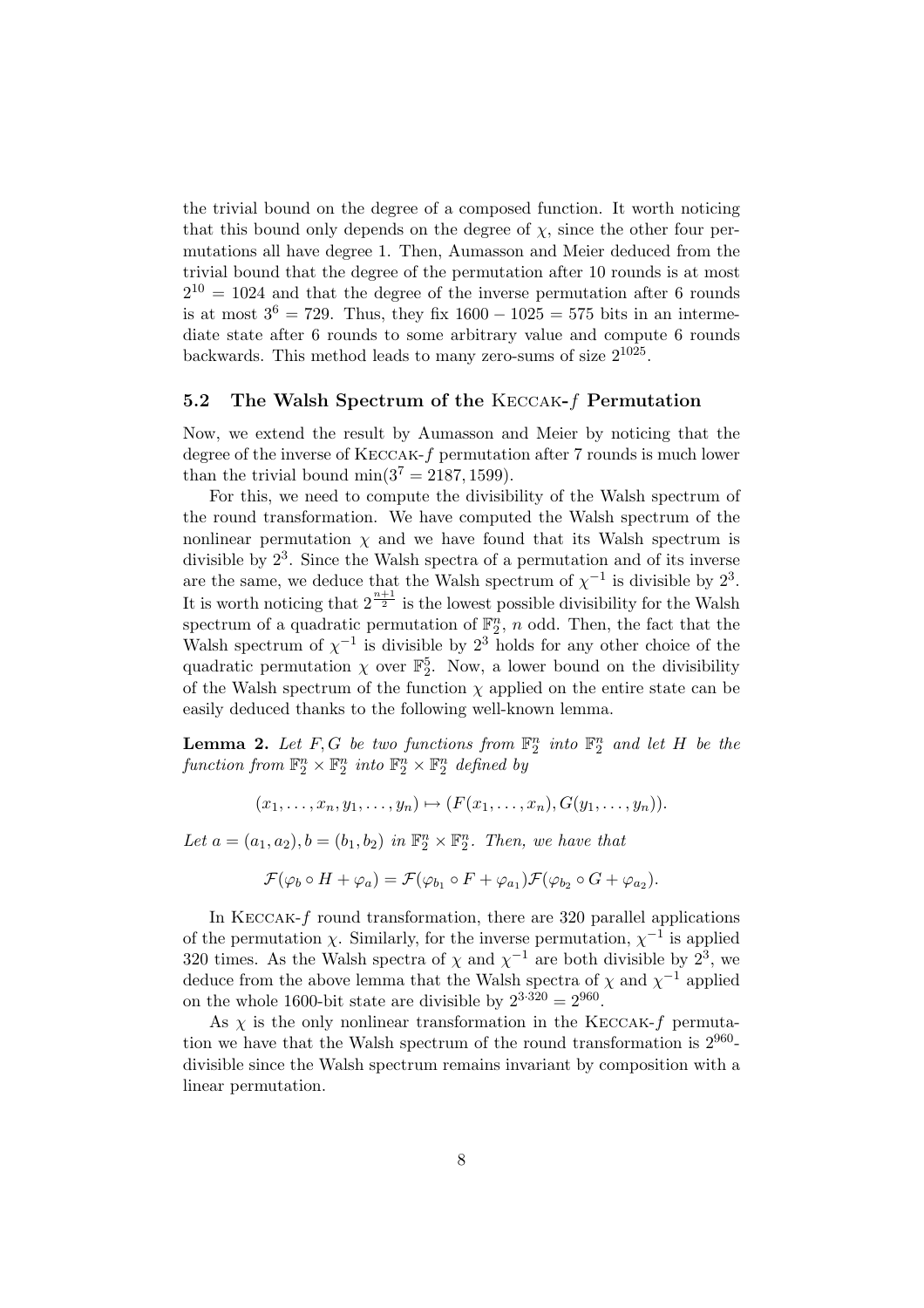the trivial bound on the degree of a composed function. It worth noticing that this bound only depends on the degree of $\chi$, since the other four permutations all have degree 1. Then, Aumasson and Meier deduced from the trivial bound that the degree of the permutation after 10 rounds is at most $2^{10} = 1024$ and that the degree of the inverse permutation after 6 rounds is at most $3^6 = 729$. Thus, they fix $1600 - 1025 = 575$ bits in an intermediate state after 6 rounds to some arbitrary value and compute 6 rounds backwards. This method leads to many zero-sums of size $2^{1025}$.

### 5.2 The Walsh Spectrum of the Keccak-$f$ Permutation

Now, we extend the result by Aumasson and Meier by noticing that the degree of the inverse of Keccak-$f$ permutation after 7 rounds is much lower than the trivial bound $\min(3^7 = 2187, 1599)$.

For this, we need to compute the divisibility of the Walsh spectrum of the round transformation. We have computed the Walsh spectrum of the nonlinear permutation $\chi$ and we have found that its Walsh spectrum is divisible by $2^3$. Since the Walsh spectra of a permutation and of its inverse are the same, we deduce that the Walsh spectrum of $\chi^{-1}$ is divisible by $2^3$. It is worth noticing that $2^{\frac{n+1}{2}}$ is the lowest possible divisibility for the Walsh spectrum of a quadratic permutation of $\mathbb{F}_2^n$, $n$ odd. Then, the fact that the Walsh spectrum of $\chi^{-1}$ is divisible by $2^3$ holds for any other choice of the quadratic permutation $\chi$ over $\mathbb{F}_2^5$. Now, a lower bound on the divisibility of the Walsh spectrum of the function $\chi$ applied on the entire state can be easily deduced thanks to the following well-known lemma.

**Lemma 2.** *Let $F, G$ be two functions from $\mathbb{F}_2^n$ into $\mathbb{F}_2^n$ and let $H$ be the function from $\mathbb{F}_2^n \times \mathbb{F}_2^n$ into $\mathbb{F}_2^n \times \mathbb{F}_2^n$ defined by*

$$(x_1, \ldots, x_n, y_1, \ldots, y_n) \mapsto (F(x_1, \ldots, x_n), G(y_1, \ldots, y_n)).$$

*Let $a = (a_1, a_2), b = (b_1, b_2)$ in $\mathbb{F}_2^n \times \mathbb{F}_2^n$. Then, we have that*

$$\mathcal{F}(\varphi_b \circ H + \varphi_a) = \mathcal{F}(\varphi_{b_1} \circ F + \varphi_{a_1})\mathcal{F}(\varphi_{b_2} \circ G + \varphi_{a_2}).$$

In Keccak-$f$ round transformation, there are 320 parallel applications of the permutation $\chi$. Similarly, for the inverse permutation, $\chi^{-1}$ is applied 320 times. As the Walsh spectra of $\chi$ and $\chi^{-1}$ are both divisible by $2^3$, we deduce from the above lemma that the Walsh spectra of $\chi$ and $\chi^{-1}$ applied on the whole 1600-bit state are divisible by $2^{3 \cdot 320} = 2^{960}$.

As $\chi$ is the only nonlinear transformation in the Keccak-$f$ permutation we have that the Walsh spectrum of the round transformation is $2^{960}$-divisible since the Walsh spectrum remains invariant by composition with a linear permutation.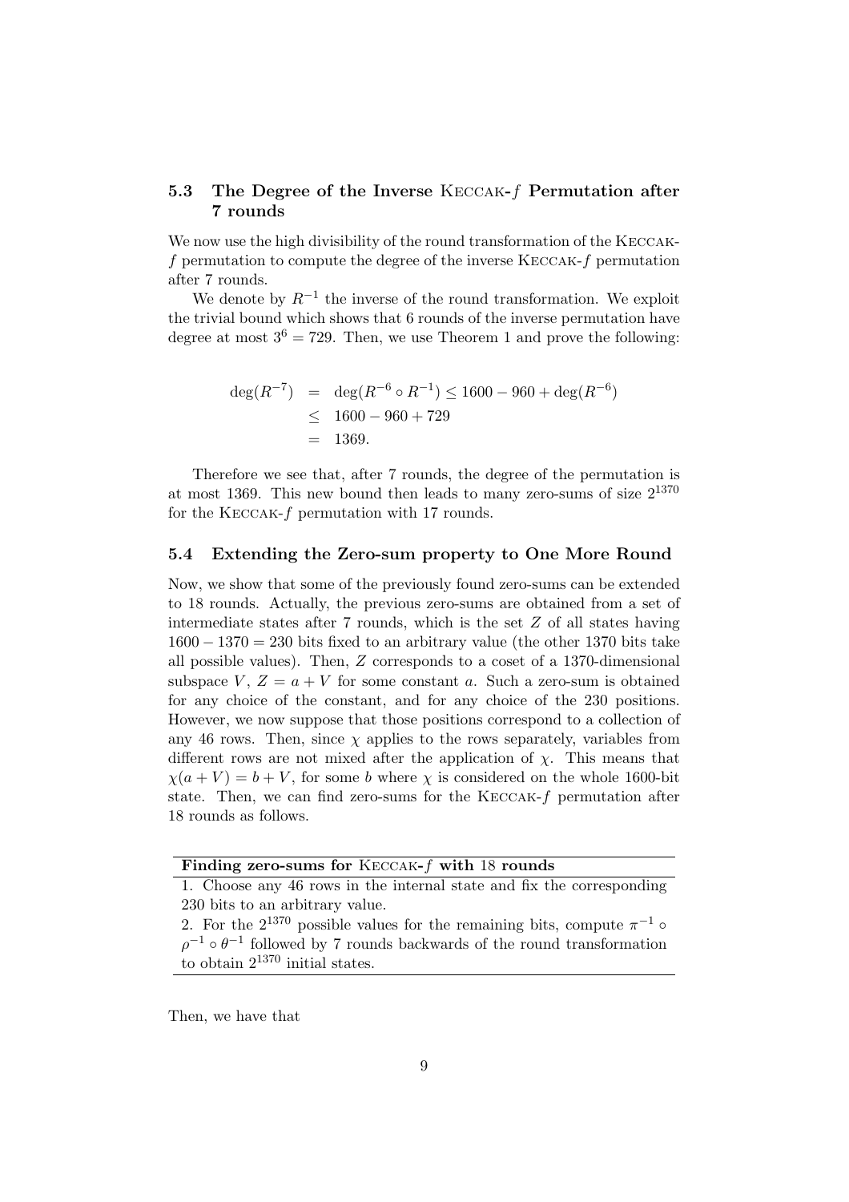### 5.3 The Degree of the Inverse Keccak-$f$ Permutation after 7 rounds

We now use the high divisibility of the round transformation of the Keccak-$f$ permutation to compute the degree of the inverse Keccak-$f$ permutation after 7 rounds.

We denote by $R^{-1}$ the inverse of the round transformation. We exploit the trivial bound which shows that 6 rounds of the inverse permutation have degree at most $3^6 = 729$. Then, we use Theorem 1 and prove the following:

$$
\begin{aligned}
\deg(R^{-7}) &= \deg(R^{-6} \circ R^{-1}) \leq 1600 - 960 + \deg(R^{-6}) \\
&\leq 1600 - 960 + 729 \\
&= 1369.
\end{aligned}
$$

Therefore we see that, after 7 rounds, the degree of the permutation is at most 1369. This new bound then leads to many zero-sums of size $2^{1370}$ for the Keccak-$f$ permutation with 17 rounds.

### 5.4 Extending the Zero-sum property to One More Round

Now, we show that some of the previously found zero-sums can be extended to 18 rounds. Actually, the previous zero-sums are obtained from a set of intermediate states after 7 rounds, which is the set $Z$ of all states having $1600 - 1370 = 230$ bits fixed to an arbitrary value (the other 1370 bits take all possible values). Then, $Z$ corresponds to a coset of a 1370-dimensional subspace $V$, $Z = a + V$ for some constant $a$. Such a zero-sum is obtained for any choice of the constant, and for any choice of the 230 positions. However, we now suppose that those positions correspond to a collection of any 46 rows. Then, since $\chi$ applies to the rows separately, variables from different rows are not mixed after the application of $\chi$. This means that $\chi(a + V) = b + V$, for some $b$ where $\chi$ is considered on the whole 1600-bit state. Then, we can find zero-sums for the Keccak-$f$ permutation after 18 rounds as follows.

| **Finding zero-sums for Keccak-$f$ with 18 rounds** |
|---|
| 1. Choose any 46 rows in the internal state and fix the corresponding 230 bits to an arbitrary value. |
| 2. For the $2^{1370}$ possible values for the remaining bits, compute $\pi^{-1} \circ \rho^{-1} \circ \theta^{-1}$ followed by 7 rounds backwards of the round transformation to obtain $2^{1370}$ initial states. |

Then, we have that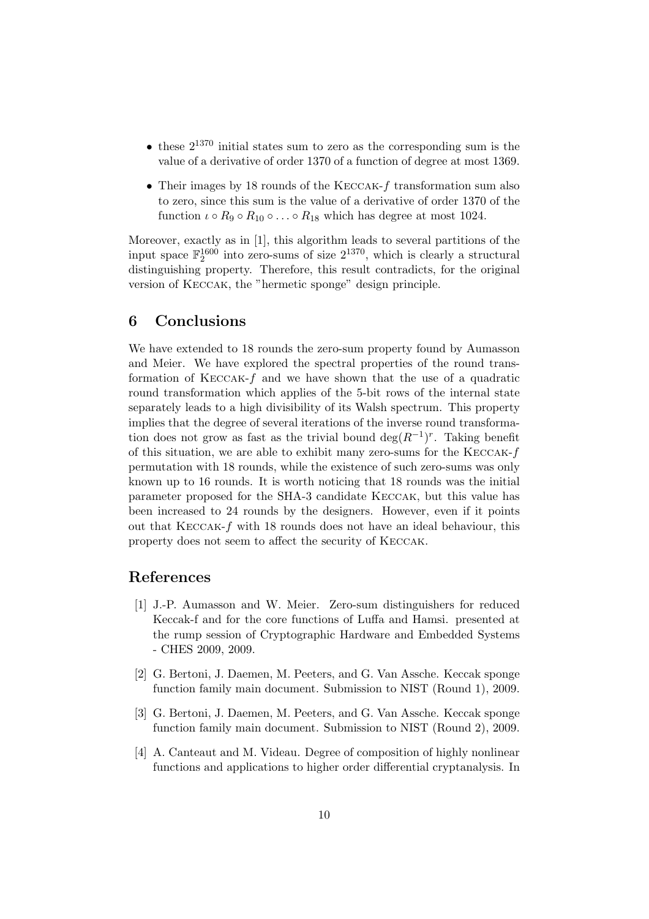- these $2^{1370}$ initial states sum to zero as the corresponding sum is the value of a derivative of order 1370 of a function of degree at most 1369.
- Their images by 18 rounds of the KECCAK-$f$ transformation sum also to zero, since this sum is the value of a derivative of order 1370 of the function $\iota \circ R_9 \circ R_{10} \circ \ldots \circ R_{18}$ which has degree at most 1024.

Moreover, exactly as in [1], this algorithm leads to several partitions of the input space $\mathbb{F}_2^{1600}$ into zero-sums of size $2^{1370}$, which is clearly a structural distinguishing property. Therefore, this result contradicts, for the original version of KECCAK, the "hermetic sponge" design principle.

## 6 Conclusions

We have extended to 18 rounds the zero-sum property found by Aumasson and Meier. We have explored the spectral properties of the round transformation of KECCAK-$f$ and we have shown that the use of a quadratic round transformation which applies of the 5-bit rows of the internal state separately leads to a high divisibility of its Walsh spectrum. This property implies that the degree of several iterations of the inverse round transformation does not grow as fast as the trivial bound $\deg(R^{-1})^r$. Taking benefit of this situation, we are able to exhibit many zero-sums for the KECCAK-$f$ permutation with 18 rounds, while the existence of such zero-sums was only known up to 16 rounds. It is worth noticing that 18 rounds was the initial parameter proposed for the SHA-3 candidate KECCAK, but this value has been increased to 24 rounds by the designers. However, even if it points out that KECCAK-$f$ with 18 rounds does not have an ideal behaviour, this property does not seem to affect the security of KECCAK.

## References

[1] J.-P. Aumasson and W. Meier. Zero-sum distinguishers for reduced Keccak-f and for the core functions of Luffa and Hamsi. presented at the rump session of Cryptographic Hardware and Embedded Systems - CHES 2009, 2009.

[2] G. Bertoni, J. Daemen, M. Peeters, and G. Van Assche. Keccak sponge function family main document. Submission to NIST (Round 1), 2009.

[3] G. Bertoni, J. Daemen, M. Peeters, and G. Van Assche. Keccak sponge function family main document. Submission to NIST (Round 2), 2009.

[4] A. Canteaut and M. Videau. Degree of composition of highly nonlinear functions and applications to higher order differential cryptanalysis. In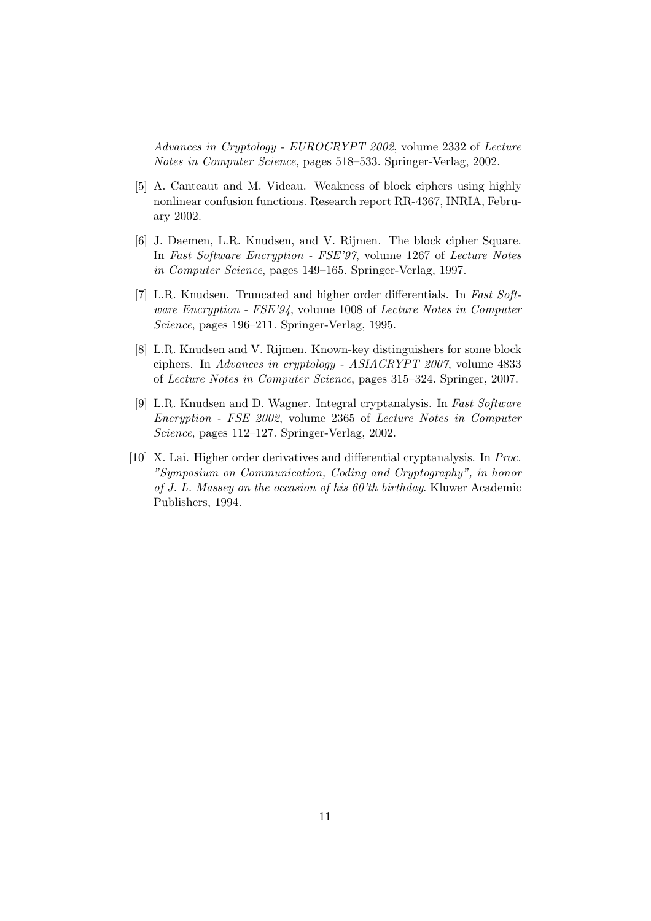*Advances in Cryptology - EUROCRYPT 2002*, volume 2332 of *Lecture Notes in Computer Science*, pages 518–533. Springer-Verlag, 2002.

[5] A. Canteaut and M. Videau. Weakness of block ciphers using highly nonlinear confusion functions. Research report RR-4367, INRIA, February 2002.

[6] J. Daemen, L.R. Knudsen, and V. Rijmen. The block cipher Square. In *Fast Software Encryption - FSE'97*, volume 1267 of *Lecture Notes in Computer Science*, pages 149–165. Springer-Verlag, 1997.

[7] L.R. Knudsen. Truncated and higher order differentials. In *Fast Software Encryption - FSE'94*, volume 1008 of *Lecture Notes in Computer Science*, pages 196–211. Springer-Verlag, 1995.

[8] L.R. Knudsen and V. Rijmen. Known-key distinguishers for some block ciphers. In *Advances in cryptology - ASIACRYPT 2007*, volume 4833 of *Lecture Notes in Computer Science*, pages 315–324. Springer, 2007.

[9] L.R. Knudsen and D. Wagner. Integral cryptanalysis. In *Fast Software Encryption - FSE 2002*, volume 2365 of *Lecture Notes in Computer Science*, pages 112–127. Springer-Verlag, 2002.

[10] X. Lai. Higher order derivatives and differential cryptanalysis. In *Proc. "Symposium on Communication, Coding and Cryptography", in honor of J. L. Massey on the occasion of his 60'th birthday*. Kluwer Academic Publishers, 1994.